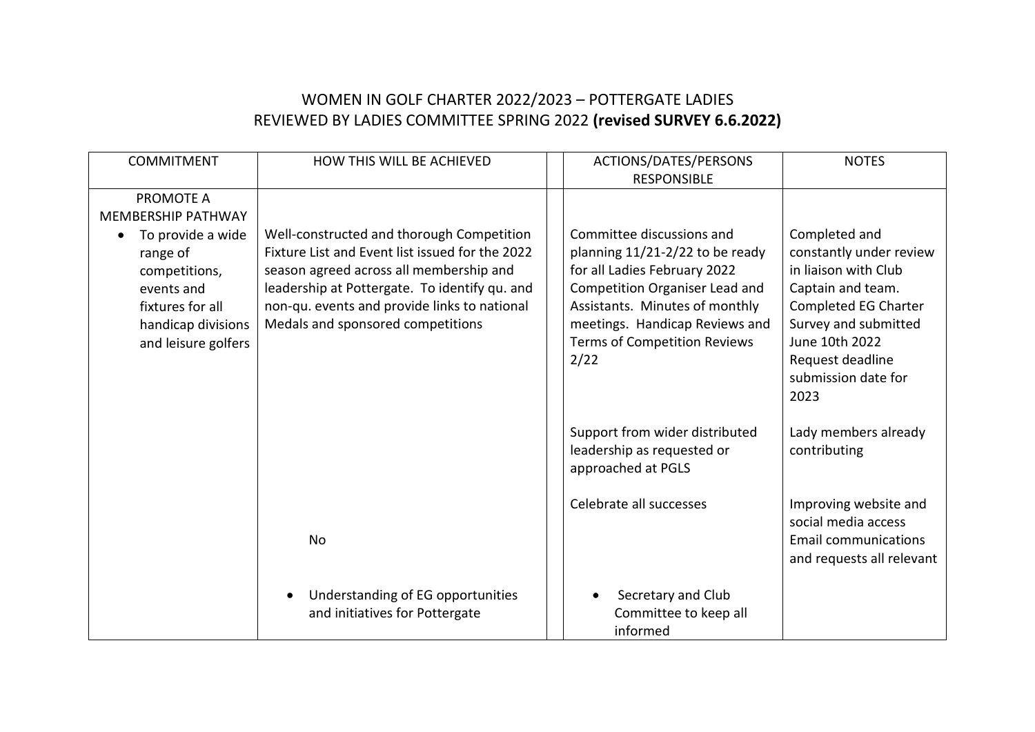# WOMEN IN GOLF CHARTER 2022/2023 – POTTERGATE LADIES
## REVIEWED BY LADIES COMMITTEE SPRING 2022 **(revised SURVEY 6.6.2022)**

| COMMITMENT | HOW THIS WILL BE ACHIEVED | | ACTIONS/DATES/PERSONS RESPONSIBLE | NOTES |
|---|---|---|---|---|
| PROMOTE A MEMBERSHIP PATHWAY<br>• To provide a wide range of competitions, events and fixtures for all handicap divisions and leisure golfers | Well-constructed and thorough Competition Fixture List and Event list issued for the 2022 season agreed across all membership and leadership at Pottergate. To identify qu. and non-qu. events and provide links to national Medals and sponsored competitions | | Committee discussions and planning 11/21-2/22 to be ready for all Ladies February 2022 Competition Organiser Lead and Assistants. Minutes of monthly meetings. Handicap Reviews and Terms of Competition Reviews 2/22 | Completed and constantly under review in liaison with Club Captain and team. Completed EG Charter Survey and submitted June 10th 2022 Request deadline submission date for 2023 |
| | | | Support from wider distributed leadership as requested or approached at PGLS | Lady members already contributing |
| | No | | Celebrate all successes | Improving website and social media access Email communications and requests all relevant |
| | • Understanding of EG opportunities and initiatives for Pottergate | | • Secretary and Club Committee to keep all informed | |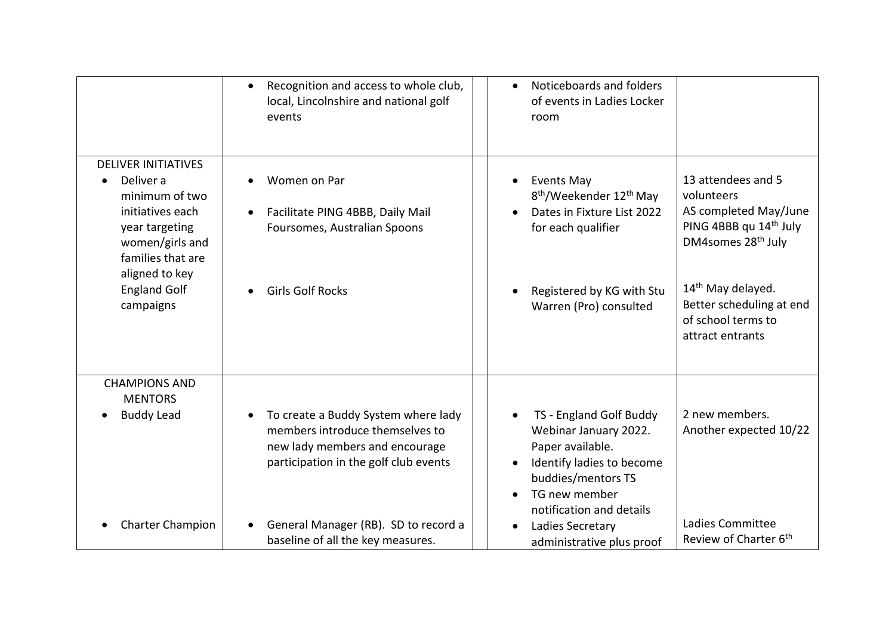| | | | | |
|---|---|---|---|---|
| | • Recognition and access to whole club, local, Lincolnshire and national golf events | | • Noticeboards and folders of events in Ladies Locker room | |
| DELIVER INITIATIVES<br>• Deliver a minimum of two initiatives each year targeting women/girls and families that are aligned to key England Golf campaigns | • Women on Par<br><br>• Facilitate PING 4BBB, Daily Mail Foursomes, Australian Spoons<br><br>• Girls Golf Rocks | | • Events May 8th/Weekender 12th May<br>• Dates in Fixture List 2022 for each qualifier<br><br>• Registered by KG with Stu Warren (Pro) consulted | 13 attendees and 5 volunteers<br>AS completed May/June<br>PING 4BBB qu 14th July<br>DM4somes 28th July<br><br>14th May delayed. Better scheduling at end of school terms to attract entrants |
| CHAMPIONS AND MENTORS<br>• Buddy Lead<br><br>• Charter Champion | • To create a Buddy System where lady members introduce themselves to new lady members and encourage participation in the golf club events<br><br>• General Manager (RB). SD to record a baseline of all the key measures. | | • TS - England Golf Buddy Webinar January 2022. Paper available.<br>• Identify ladies to become buddies/mentors TS<br>• TG new member notification and details<br>• Ladies Secretary administrative plus proof | 2 new members. Another expected 10/22<br><br>Ladies Committee Review of Charter 6th |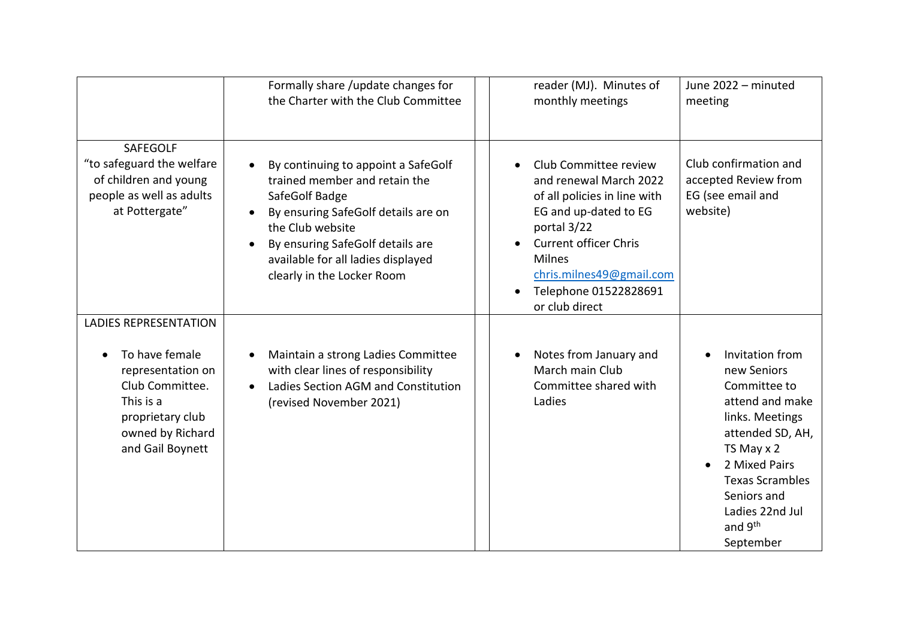| | | | | |
|---|---|---|---|---|
| | Formally share /update changes for the Charter with the Club Committee | | reader (MJ). Minutes of monthly meetings | June 2022 – minuted meeting |
| SAFEGOLF<br>"to safeguard the welfare of children and young people as well as adults at Pottergate" | • By continuing to appoint a SafeGolf trained member and retain the SafeGolf Badge<br>• By ensuring SafeGolf details are on the Club website<br>• By ensuring SafeGolf details are available for all ladies displayed clearly in the Locker Room | | • Club Committee review and renewal March 2022 of all policies in line with EG and up-dated to EG portal 3/22<br>• Current officer Chris Milnes chris.milnes49@gmail.com<br>• Telephone 01522828691 or club direct | Club confirmation and accepted Review from EG (see email and website) |
| LADIES REPRESENTATION<br>• To have female representation on Club Committee. This is a proprietary club owned by Richard and Gail Boynett | • Maintain a strong Ladies Committee with clear lines of responsibility<br>• Ladies Section AGM and Constitution (revised November 2021) | | • Notes from January and March main Club Committee shared with Ladies | • Invitation from new Seniors Committee to attend and make links. Meetings attended SD, AH, TS May x 2<br>• 2 Mixed Pairs Texas Scrambles Seniors and Ladies 22nd Jul and 9th September |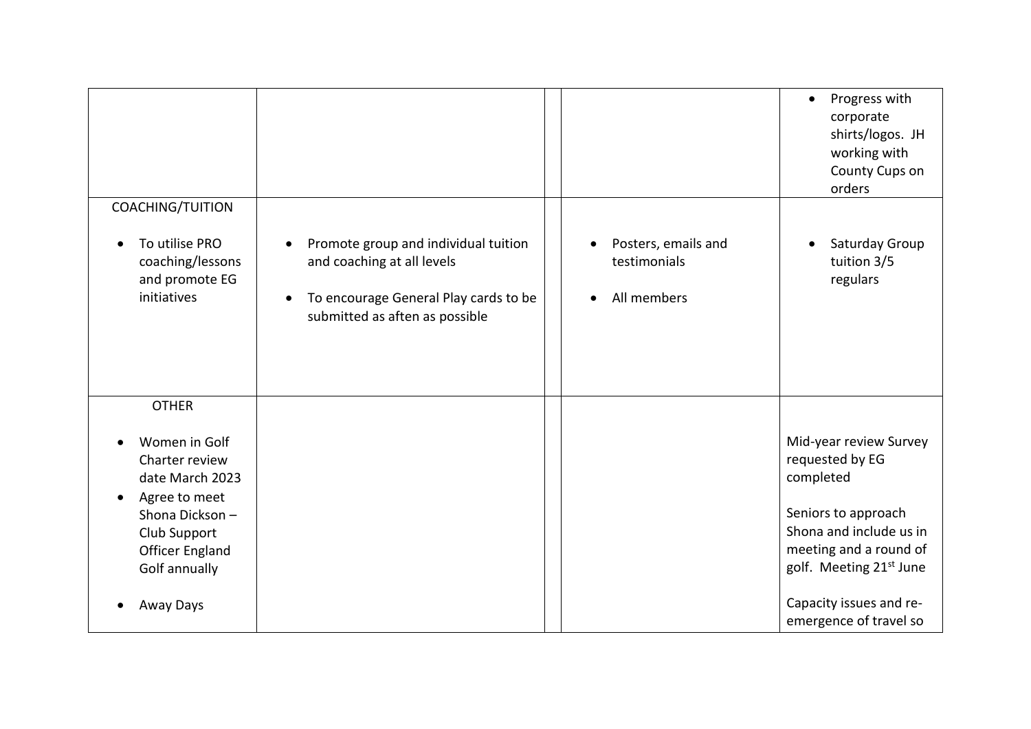| | | | | |
|---|---|---|---|---|
| | | | | • Progress with corporate shirts/logos. JH working with County Cups on orders |
| COACHING/TUITION<br><br>• To utilise PRO coaching/lessons and promote EG initiatives | • Promote group and individual tuition and coaching at all levels<br><br>• To encourage General Play cards to be submitted as aften as possible | | • Posters, emails and testimonials<br><br>• All members | • Saturday Group tuition 3/5 regulars |
| OTHER<br><br>• Women in Golf Charter review date March 2023<br>• Agree to meet Shona Dickson – Club Support Officer England Golf annually<br><br>• Away Days | | | | Mid-year review Survey requested by EG completed<br><br>Seniors to approach Shona and include us in meeting and a round of golf. Meeting 21st June<br><br>Capacity issues and re-emergence of travel so |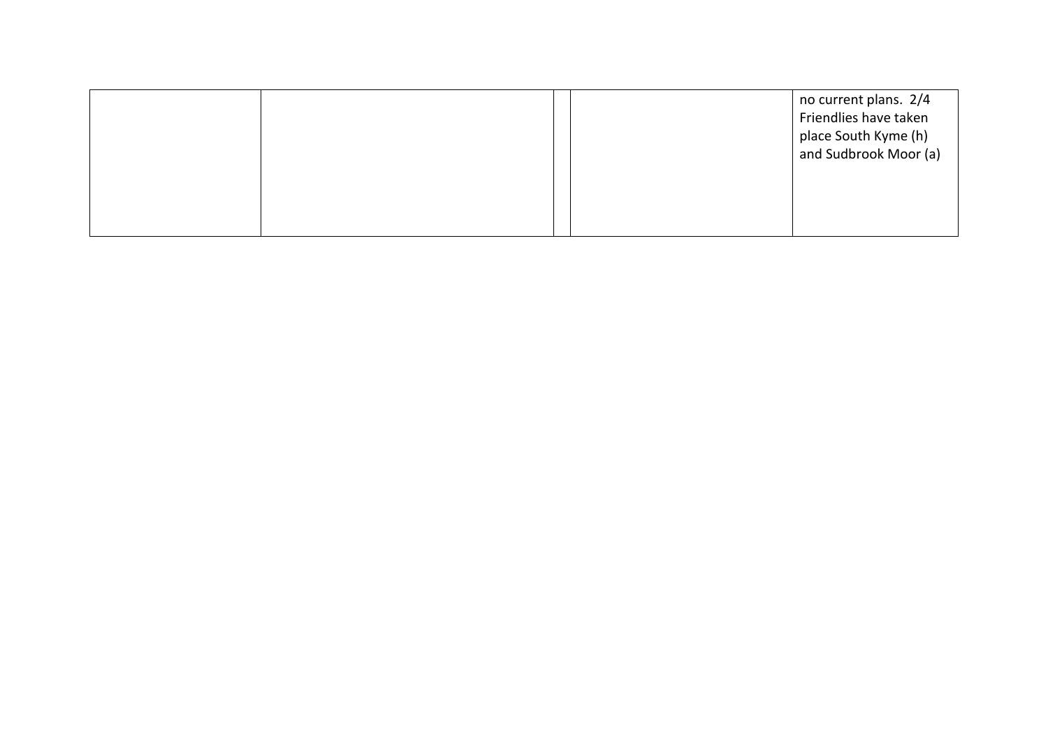| | | | | |
|---|---|---|---|---|
| | | | | no current plans. 2/4 Friendlies have taken place South Kyme (h) and Sudbrook Moor (a) |